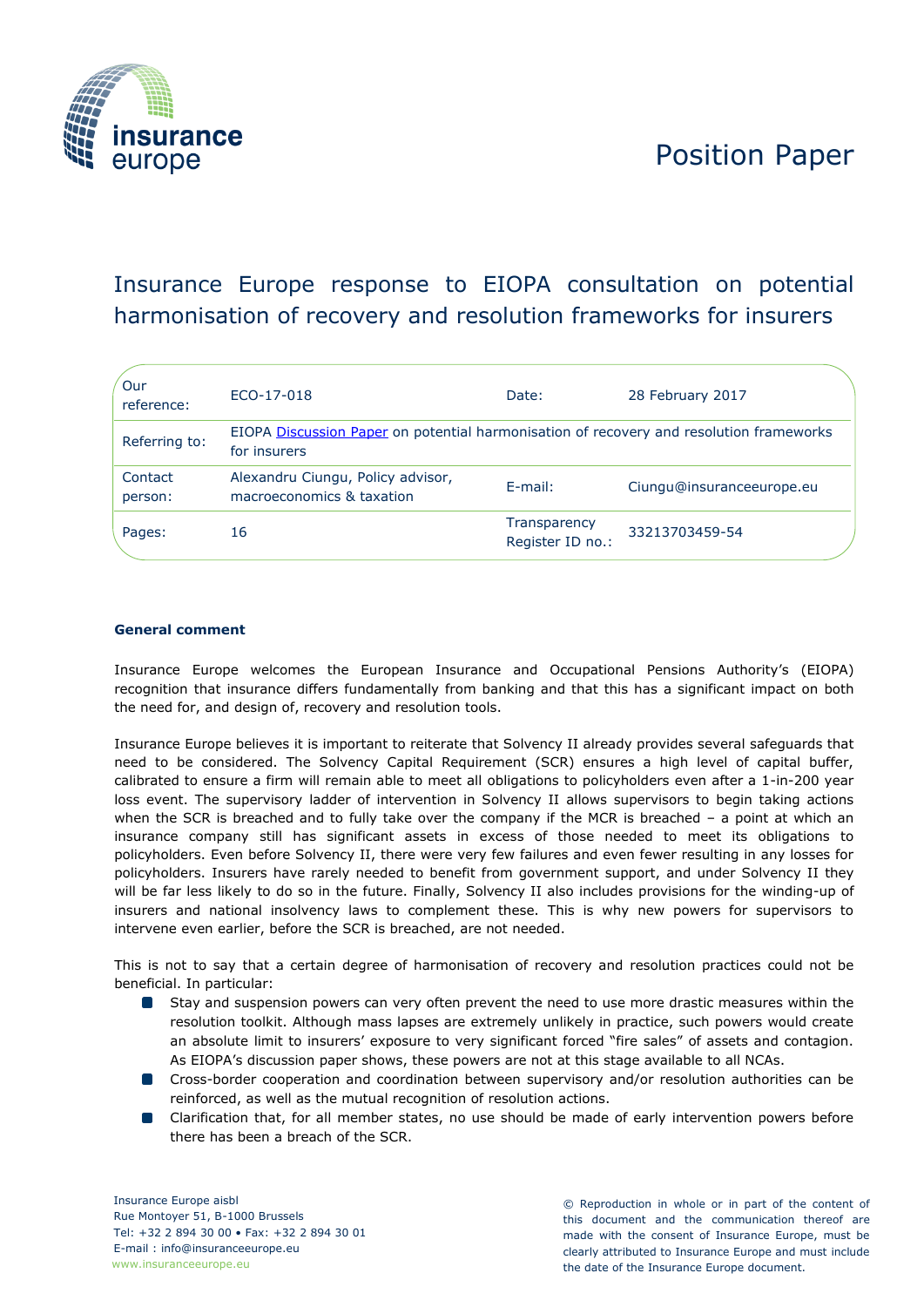# Position Paper

## Insurance Europe response to EIOPA consultation on potential harmonisation of recovery and resolution frameworks for insurers

| | | | |
|---|---|---|---|
| Our reference: | ECO-17-018 | Date: | 28 February 2017 |
| Referring to: | EIOPA Discussion Paper on potential harmonisation of recovery and resolution frameworks for insurers | | |
| Contact person: | Alexandru Ciungu, Policy advisor, macroeconomics & taxation | E-mail: | Ciungu@insuranceeurope.eu |
| Pages: | 16 | Transparency Register ID no.: | 33213703459-54 |

**General comment**

Insurance Europe welcomes the European Insurance and Occupational Pensions Authority's (EIOPA) recognition that insurance differs fundamentally from banking and that this has a significant impact on both the need for, and design of, recovery and resolution tools.

Insurance Europe believes it is important to reiterate that Solvency II already provides several safeguards that need to be considered. The Solvency Capital Requirement (SCR) ensures a high level of capital buffer, calibrated to ensure a firm will remain able to meet all obligations to policyholders even after a 1-in-200 year loss event. The supervisory ladder of intervention in Solvency II allows supervisors to begin taking actions when the SCR is breached and to fully take over the company if the MCR is breached – a point at which an insurance company still has significant assets in excess of those needed to meet its obligations to policyholders. Even before Solvency II, there were very few failures and even fewer resulting in any losses for policyholders. Insurers have rarely needed to benefit from government support, and under Solvency II they will be far less likely to do so in the future. Finally, Solvency II also includes provisions for the winding-up of insurers and national insolvency laws to complement these. This is why new powers for supervisors to intervene even earlier, before the SCR is breached, are not needed.

This is not to say that a certain degree of harmonisation of recovery and resolution practices could not be beneficial. In particular:

- Stay and suspension powers can very often prevent the need to use more drastic measures within the resolution toolkit. Although mass lapses are extremely unlikely in practice, such powers would create an absolute limit to insurers' exposure to very significant forced "fire sales" of assets and contagion. As EIOPA's discussion paper shows, these powers are not at this stage available to all NCAs.
- Cross-border cooperation and coordination between supervisory and/or resolution authorities can be reinforced, as well as the mutual recognition of resolution actions.
- Clarification that, for all member states, no use should be made of early intervention powers before there has been a breach of the SCR.

Insurance Europe aisbl
Rue Montoyer 51, B-1000 Brussels
Tel: +32 2 894 30 00 • Fax: +32 2 894 30 01
E-mail : info@insuranceeurope.eu
www.insuranceeurope.eu

© Reproduction in whole or in part of the content of this document and the communication thereof are made with the consent of Insurance Europe, must be clearly attributed to Insurance Europe and must include the date of the Insurance Europe document.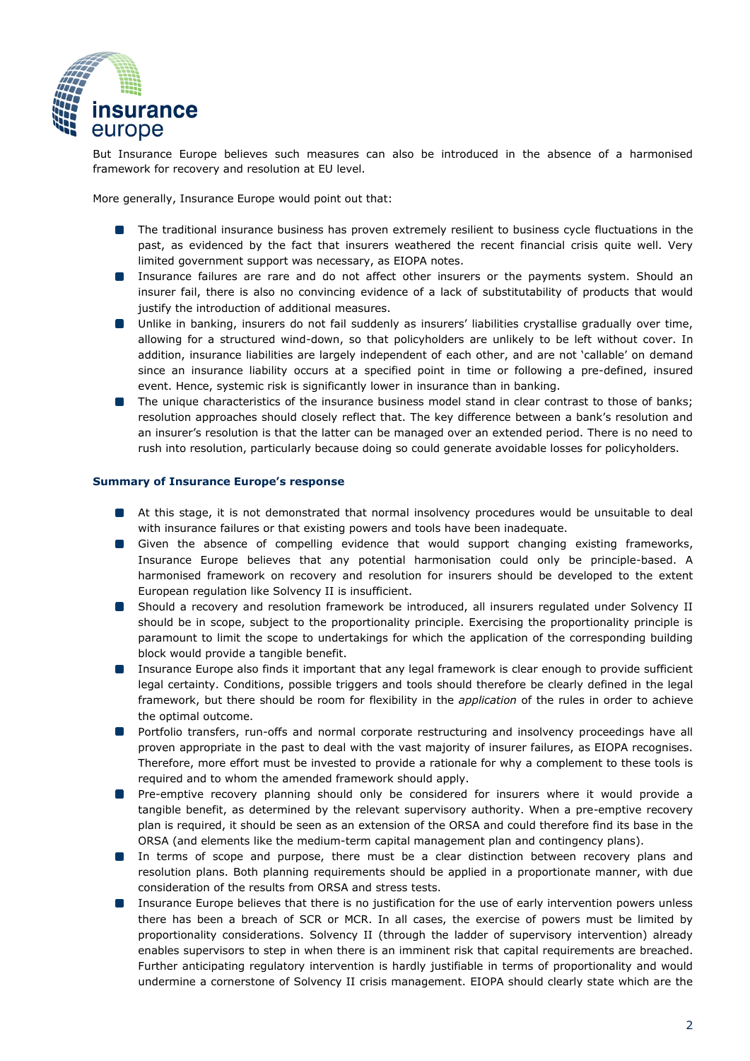But Insurance Europe believes such measures can also be introduced in the absence of a harmonised framework for recovery and resolution at EU level.

More generally, Insurance Europe would point out that:

- The traditional insurance business has proven extremely resilient to business cycle fluctuations in the past, as evidenced by the fact that insurers weathered the recent financial crisis quite well. Very limited government support was necessary, as EIOPA notes.
- Insurance failures are rare and do not affect other insurers or the payments system. Should an insurer fail, there is also no convincing evidence of a lack of substitutability of products that would justify the introduction of additional measures.
- Unlike in banking, insurers do not fail suddenly as insurers' liabilities crystallise gradually over time, allowing for a structured wind-down, so that policyholders are unlikely to be left without cover. In addition, insurance liabilities are largely independent of each other, and are not 'callable' on demand since an insurance liability occurs at a specified point in time or following a pre-defined, insured event. Hence, systemic risk is significantly lower in insurance than in banking.
- The unique characteristics of the insurance business model stand in clear contrast to those of banks; resolution approaches should closely reflect that. The key difference between a bank's resolution and an insurer's resolution is that the latter can be managed over an extended period. There is no need to rush into resolution, particularly because doing so could generate avoidable losses for policyholders.

**Summary of Insurance Europe's response**

- At this stage, it is not demonstrated that normal insolvency procedures would be unsuitable to deal with insurance failures or that existing powers and tools have been inadequate.
- Given the absence of compelling evidence that would support changing existing frameworks, Insurance Europe believes that any potential harmonisation could only be principle-based. A harmonised framework on recovery and resolution for insurers should be developed to the extent European regulation like Solvency II is insufficient.
- Should a recovery and resolution framework be introduced, all insurers regulated under Solvency II should be in scope, subject to the proportionality principle. Exercising the proportionality principle is paramount to limit the scope to undertakings for which the application of the corresponding building block would provide a tangible benefit.
- Insurance Europe also finds it important that any legal framework is clear enough to provide sufficient legal certainty. Conditions, possible triggers and tools should therefore be clearly defined in the legal framework, but there should be room for flexibility in the *application* of the rules in order to achieve the optimal outcome.
- Portfolio transfers, run-offs and normal corporate restructuring and insolvency proceedings have all proven appropriate in the past to deal with the vast majority of insurer failures, as EIOPA recognises. Therefore, more effort must be invested to provide a rationale for why a complement to these tools is required and to whom the amended framework should apply.
- Pre-emptive recovery planning should only be considered for insurers where it would provide a tangible benefit, as determined by the relevant supervisory authority. When a pre-emptive recovery plan is required, it should be seen as an extension of the ORSA and could therefore find its base in the ORSA (and elements like the medium-term capital management plan and contingency plans).
- In terms of scope and purpose, there must be a clear distinction between recovery plans and resolution plans. Both planning requirements should be applied in a proportionate manner, with due consideration of the results from ORSA and stress tests.
- Insurance Europe believes that there is no justification for the use of early intervention powers unless there has been a breach of SCR or MCR. In all cases, the exercise of powers must be limited by proportionality considerations. Solvency II (through the ladder of supervisory intervention) already enables supervisors to step in when there is an imminent risk that capital requirements are breached. Further anticipating regulatory intervention is hardly justifiable in terms of proportionality and would undermine a cornerstone of Solvency II crisis management. EIOPA should clearly state which are the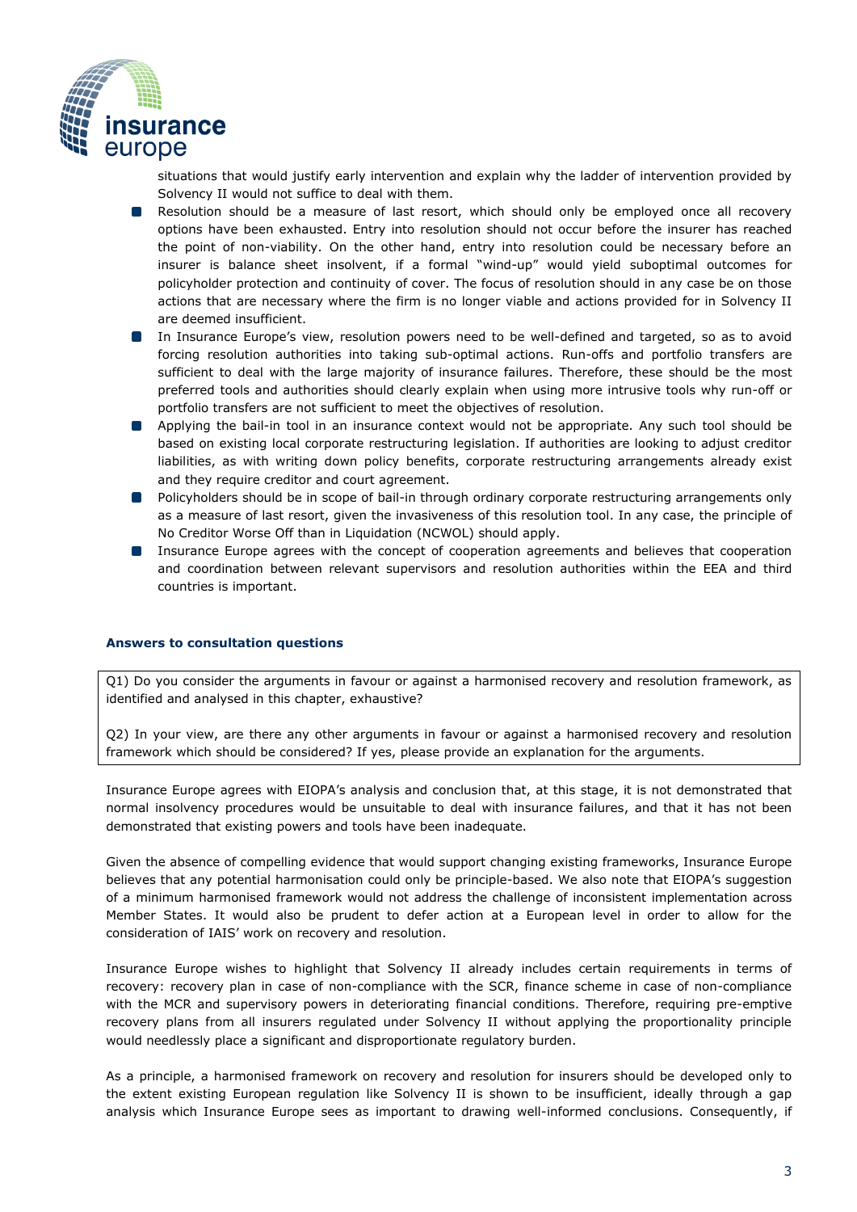situations that would justify early intervention and explain why the ladder of intervention provided by Solvency II would not suffice to deal with them.

- Resolution should be a measure of last resort, which should only be employed once all recovery options have been exhausted. Entry into resolution should not occur before the insurer has reached the point of non-viability. On the other hand, entry into resolution could be necessary before an insurer is balance sheet insolvent, if a formal "wind-up" would yield suboptimal outcomes for policyholder protection and continuity of cover. The focus of resolution should in any case be on those actions that are necessary where the firm is no longer viable and actions provided for in Solvency II are deemed insufficient.
- In Insurance Europe's view, resolution powers need to be well-defined and targeted, so as to avoid forcing resolution authorities into taking sub-optimal actions. Run-offs and portfolio transfers are sufficient to deal with the large majority of insurance failures. Therefore, these should be the most preferred tools and authorities should clearly explain when using more intrusive tools why run-off or portfolio transfers are not sufficient to meet the objectives of resolution.
- Applying the bail-in tool in an insurance context would not be appropriate. Any such tool should be based on existing local corporate restructuring legislation. If authorities are looking to adjust creditor liabilities, as with writing down policy benefits, corporate restructuring arrangements already exist and they require creditor and court agreement.
- Policyholders should be in scope of bail-in through ordinary corporate restructuring arrangements only as a measure of last resort, given the invasiveness of this resolution tool. In any case, the principle of No Creditor Worse Off than in Liquidation (NCWOL) should apply.
- Insurance Europe agrees with the concept of cooperation agreements and believes that cooperation and coordination between relevant supervisors and resolution authorities within the EEA and third countries is important.

**Answers to consultation questions**

Q1) Do you consider the arguments in favour or against a harmonised recovery and resolution framework, as identified and analysed in this chapter, exhaustive?

Q2) In your view, are there any other arguments in favour or against a harmonised recovery and resolution framework which should be considered? If yes, please provide an explanation for the arguments.

Insurance Europe agrees with EIOPA's analysis and conclusion that, at this stage, it is not demonstrated that normal insolvency procedures would be unsuitable to deal with insurance failures, and that it has not been demonstrated that existing powers and tools have been inadequate.

Given the absence of compelling evidence that would support changing existing frameworks, Insurance Europe believes that any potential harmonisation could only be principle-based. We also note that EIOPA's suggestion of a minimum harmonised framework would not address the challenge of inconsistent implementation across Member States. It would also be prudent to defer action at a European level in order to allow for the consideration of IAIS' work on recovery and resolution.

Insurance Europe wishes to highlight that Solvency II already includes certain requirements in terms of recovery: recovery plan in case of non-compliance with the SCR, finance scheme in case of non-compliance with the MCR and supervisory powers in deteriorating financial conditions. Therefore, requiring pre-emptive recovery plans from all insurers regulated under Solvency II without applying the proportionality principle would needlessly place a significant and disproportionate regulatory burden.

As a principle, a harmonised framework on recovery and resolution for insurers should be developed only to the extent existing European regulation like Solvency II is shown to be insufficient, ideally through a gap analysis which Insurance Europe sees as important to drawing well-informed conclusions. Consequently, if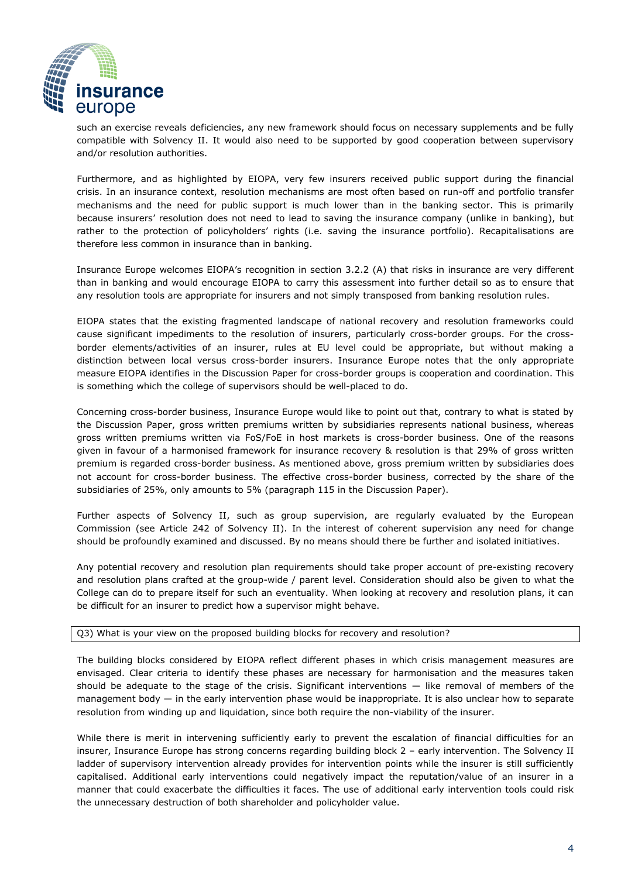such an exercise reveals deficiencies, any new framework should focus on necessary supplements and be fully compatible with Solvency II. It would also need to be supported by good cooperation between supervisory and/or resolution authorities.

Furthermore, and as highlighted by EIOPA, very few insurers received public support during the financial crisis. In an insurance context, resolution mechanisms are most often based on run-off and portfolio transfer mechanisms and the need for public support is much lower than in the banking sector. This is primarily because insurers' resolution does not need to lead to saving the insurance company (unlike in banking), but rather to the protection of policyholders' rights (i.e. saving the insurance portfolio). Recapitalisations are therefore less common in insurance than in banking.

Insurance Europe welcomes EIOPA's recognition in section 3.2.2 (A) that risks in insurance are very different than in banking and would encourage EIOPA to carry this assessment into further detail so as to ensure that any resolution tools are appropriate for insurers and not simply transposed from banking resolution rules.

EIOPA states that the existing fragmented landscape of national recovery and resolution frameworks could cause significant impediments to the resolution of insurers, particularly cross-border groups. For the cross-border elements/activities of an insurer, rules at EU level could be appropriate, but without making a distinction between local versus cross-border insurers. Insurance Europe notes that the only appropriate measure EIOPA identifies in the Discussion Paper for cross-border groups is cooperation and coordination. This is something which the college of supervisors should be well-placed to do.

Concerning cross-border business, Insurance Europe would like to point out that, contrary to what is stated by the Discussion Paper, gross written premiums written by subsidiaries represents national business, whereas gross written premiums written via FoS/FoE in host markets is cross-border business. One of the reasons given in favour of a harmonised framework for insurance recovery & resolution is that 29% of gross written premium is regarded cross-border business. As mentioned above, gross premium written by subsidiaries does not account for cross-border business. The effective cross-border business, corrected by the share of the subsidiaries of 25%, only amounts to 5% (paragraph 115 in the Discussion Paper).

Further aspects of Solvency II, such as group supervision, are regularly evaluated by the European Commission (see Article 242 of Solvency II). In the interest of coherent supervision any need for change should be profoundly examined and discussed. By no means should there be further and isolated initiatives.

Any potential recovery and resolution plan requirements should take proper account of pre-existing recovery and resolution plans crafted at the group-wide / parent level. Consideration should also be given to what the College can do to prepare itself for such an eventuality. When looking at recovery and resolution plans, it can be difficult for an insurer to predict how a supervisor might behave.

Q3) What is your view on the proposed building blocks for recovery and resolution?

The building blocks considered by EIOPA reflect different phases in which crisis management measures are envisaged. Clear criteria to identify these phases are necessary for harmonisation and the measures taken should be adequate to the stage of the crisis. Significant interventions — like removal of members of the management body — in the early intervention phase would be inappropriate. It is also unclear how to separate resolution from winding up and liquidation, since both require the non-viability of the insurer.

While there is merit in intervening sufficiently early to prevent the escalation of financial difficulties for an insurer, Insurance Europe has strong concerns regarding building block 2 – early intervention. The Solvency II ladder of supervisory intervention already provides for intervention points while the insurer is still sufficiently capitalised. Additional early interventions could negatively impact the reputation/value of an insurer in a manner that could exacerbate the difficulties it faces. The use of additional early intervention tools could risk the unnecessary destruction of both shareholder and policyholder value.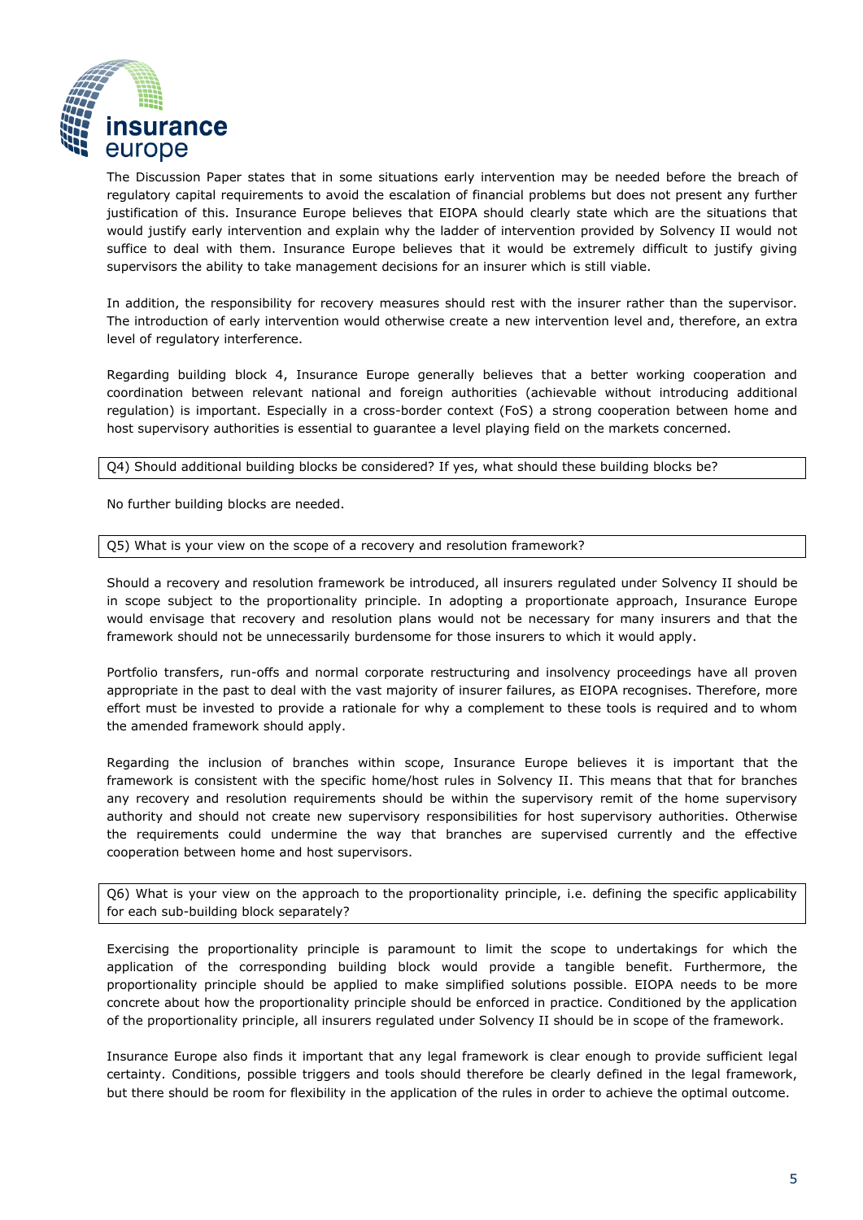The Discussion Paper states that in some situations early intervention may be needed before the breach of regulatory capital requirements to avoid the escalation of financial problems but does not present any further justification of this. Insurance Europe believes that EIOPA should clearly state which are the situations that would justify early intervention and explain why the ladder of intervention provided by Solvency II would not suffice to deal with them. Insurance Europe believes that it would be extremely difficult to justify giving supervisors the ability to take management decisions for an insurer which is still viable.

In addition, the responsibility for recovery measures should rest with the insurer rather than the supervisor. The introduction of early intervention would otherwise create a new intervention level and, therefore, an extra level of regulatory interference.

Regarding building block 4, Insurance Europe generally believes that a better working cooperation and coordination between relevant national and foreign authorities (achievable without introducing additional regulation) is important. Especially in a cross-border context (FoS) a strong cooperation between home and host supervisory authorities is essential to guarantee a level playing field on the markets concerned.

| Q4) Should additional building blocks be considered? If yes, what should these building blocks be? |
| --- |

No further building blocks are needed.

| Q5) What is your view on the scope of a recovery and resolution framework? |
| --- |

Should a recovery and resolution framework be introduced, all insurers regulated under Solvency II should be in scope subject to the proportionality principle. In adopting a proportionate approach, Insurance Europe would envisage that recovery and resolution plans would not be necessary for many insurers and that the framework should not be unnecessarily burdensome for those insurers to which it would apply.

Portfolio transfers, run-offs and normal corporate restructuring and insolvency proceedings have all proven appropriate in the past to deal with the vast majority of insurer failures, as EIOPA recognises. Therefore, more effort must be invested to provide a rationale for why a complement to these tools is required and to whom the amended framework should apply.

Regarding the inclusion of branches within scope, Insurance Europe believes it is important that the framework is consistent with the specific home/host rules in Solvency II. This means that that for branches any recovery and resolution requirements should be within the supervisory remit of the home supervisory authority and should not create new supervisory responsibilities for host supervisory authorities. Otherwise the requirements could undermine the way that branches are supervised currently and the effective cooperation between home and host supervisors.

| Q6) What is your view on the approach to the proportionality principle, i.e. defining the specific applicability for each sub-building block separately? |
| --- |

Exercising the proportionality principle is paramount to limit the scope to undertakings for which the application of the corresponding building block would provide a tangible benefit. Furthermore, the proportionality principle should be applied to make simplified solutions possible. EIOPA needs to be more concrete about how the proportionality principle should be enforced in practice. Conditioned by the application of the proportionality principle, all insurers regulated under Solvency II should be in scope of the framework.

Insurance Europe also finds it important that any legal framework is clear enough to provide sufficient legal certainty. Conditions, possible triggers and tools should therefore be clearly defined in the legal framework, but there should be room for flexibility in the application of the rules in order to achieve the optimal outcome.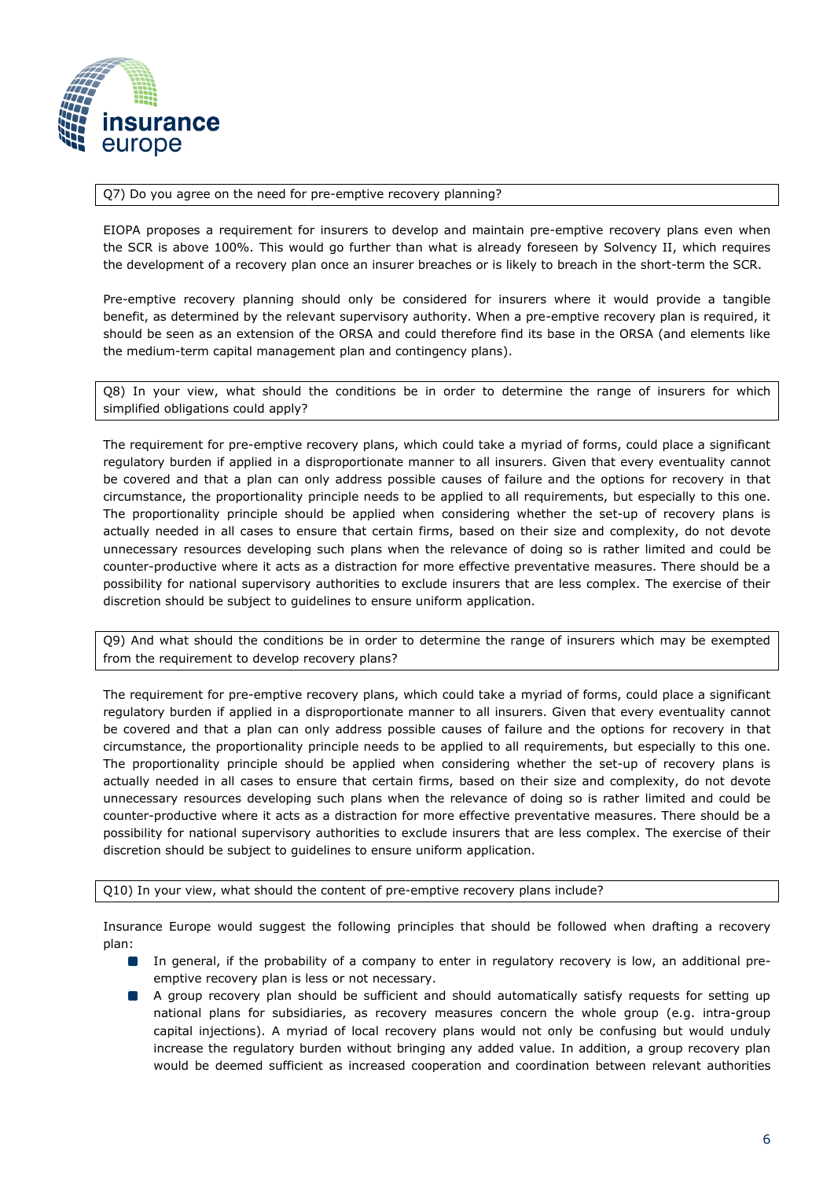Q7) Do you agree on the need for pre-emptive recovery planning?

EIOPA proposes a requirement for insurers to develop and maintain pre-emptive recovery plans even when the SCR is above 100%. This would go further than what is already foreseen by Solvency II, which requires the development of a recovery plan once an insurer breaches or is likely to breach in the short-term the SCR.

Pre-emptive recovery planning should only be considered for insurers where it would provide a tangible benefit, as determined by the relevant supervisory authority. When a pre-emptive recovery plan is required, it should be seen as an extension of the ORSA and could therefore find its base in the ORSA (and elements like the medium-term capital management plan and contingency plans).

Q8) In your view, what should the conditions be in order to determine the range of insurers for which simplified obligations could apply?

The requirement for pre-emptive recovery plans, which could take a myriad of forms, could place a significant regulatory burden if applied in a disproportionate manner to all insurers. Given that every eventuality cannot be covered and that a plan can only address possible causes of failure and the options for recovery in that circumstance, the proportionality principle needs to be applied to all requirements, but especially to this one. The proportionality principle should be applied when considering whether the set-up of recovery plans is actually needed in all cases to ensure that certain firms, based on their size and complexity, do not devote unnecessary resources developing such plans when the relevance of doing so is rather limited and could be counter-productive where it acts as a distraction for more effective preventative measures. There should be a possibility for national supervisory authorities to exclude insurers that are less complex. The exercise of their discretion should be subject to guidelines to ensure uniform application.

Q9) And what should the conditions be in order to determine the range of insurers which may be exempted from the requirement to develop recovery plans?

The requirement for pre-emptive recovery plans, which could take a myriad of forms, could place a significant regulatory burden if applied in a disproportionate manner to all insurers. Given that every eventuality cannot be covered and that a plan can only address possible causes of failure and the options for recovery in that circumstance, the proportionality principle needs to be applied to all requirements, but especially to this one. The proportionality principle should be applied when considering whether the set-up of recovery plans is actually needed in all cases to ensure that certain firms, based on their size and complexity, do not devote unnecessary resources developing such plans when the relevance of doing so is rather limited and could be counter-productive where it acts as a distraction for more effective preventative measures. There should be a possibility for national supervisory authorities to exclude insurers that are less complex. The exercise of their discretion should be subject to guidelines to ensure uniform application.

Q10) In your view, what should the content of pre-emptive recovery plans include?

Insurance Europe would suggest the following principles that should be followed when drafting a recovery plan:

- In general, if the probability of a company to enter in regulatory recovery is low, an additional pre-emptive recovery plan is less or not necessary.
- A group recovery plan should be sufficient and should automatically satisfy requests for setting up national plans for subsidiaries, as recovery measures concern the whole group (e.g. intra-group capital injections). A myriad of local recovery plans would not only be confusing but would unduly increase the regulatory burden without bringing any added value. In addition, a group recovery plan would be deemed sufficient as increased cooperation and coordination between relevant authorities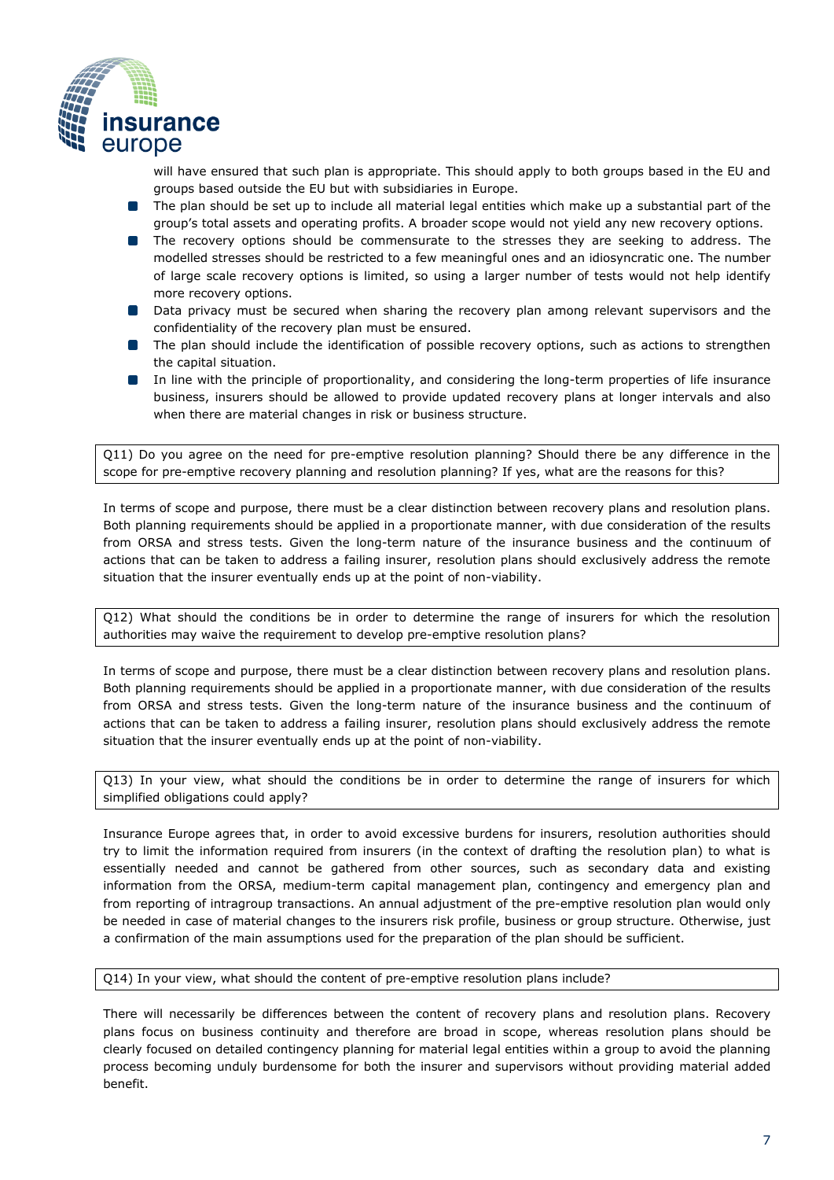will have ensured that such plan is appropriate. This should apply to both groups based in the EU and groups based outside the EU but with subsidiaries in Europe.

- The plan should be set up to include all material legal entities which make up a substantial part of the group's total assets and operating profits. A broader scope would not yield any new recovery options.
- The recovery options should be commensurate to the stresses they are seeking to address. The modelled stresses should be restricted to a few meaningful ones and an idiosyncratic one. The number of large scale recovery options is limited, so using a larger number of tests would not help identify more recovery options.
- Data privacy must be secured when sharing the recovery plan among relevant supervisors and the confidentiality of the recovery plan must be ensured.
- The plan should include the identification of possible recovery options, such as actions to strengthen the capital situation.
- In line with the principle of proportionality, and considering the long-term properties of life insurance business, insurers should be allowed to provide updated recovery plans at longer intervals and also when there are material changes in risk or business structure.

Q11) Do you agree on the need for pre-emptive resolution planning? Should there be any difference in the scope for pre-emptive recovery planning and resolution planning? If yes, what are the reasons for this?

In terms of scope and purpose, there must be a clear distinction between recovery plans and resolution plans. Both planning requirements should be applied in a proportionate manner, with due consideration of the results from ORSA and stress tests. Given the long-term nature of the insurance business and the continuum of actions that can be taken to address a failing insurer, resolution plans should exclusively address the remote situation that the insurer eventually ends up at the point of non-viability.

Q12) What should the conditions be in order to determine the range of insurers for which the resolution authorities may waive the requirement to develop pre-emptive resolution plans?

In terms of scope and purpose, there must be a clear distinction between recovery plans and resolution plans. Both planning requirements should be applied in a proportionate manner, with due consideration of the results from ORSA and stress tests. Given the long-term nature of the insurance business and the continuum of actions that can be taken to address a failing insurer, resolution plans should exclusively address the remote situation that the insurer eventually ends up at the point of non-viability.

Q13) In your view, what should the conditions be in order to determine the range of insurers for which simplified obligations could apply?

Insurance Europe agrees that, in order to avoid excessive burdens for insurers, resolution authorities should try to limit the information required from insurers (in the context of drafting the resolution plan) to what is essentially needed and cannot be gathered from other sources, such as secondary data and existing information from the ORSA, medium-term capital management plan, contingency and emergency plan and from reporting of intragroup transactions. An annual adjustment of the pre-emptive resolution plan would only be needed in case of material changes to the insurers risk profile, business or group structure. Otherwise, just a confirmation of the main assumptions used for the preparation of the plan should be sufficient.

Q14) In your view, what should the content of pre-emptive resolution plans include?

There will necessarily be differences between the content of recovery plans and resolution plans. Recovery plans focus on business continuity and therefore are broad in scope, whereas resolution plans should be clearly focused on detailed contingency planning for material legal entities within a group to avoid the planning process becoming unduly burdensome for both the insurer and supervisors without providing material added benefit.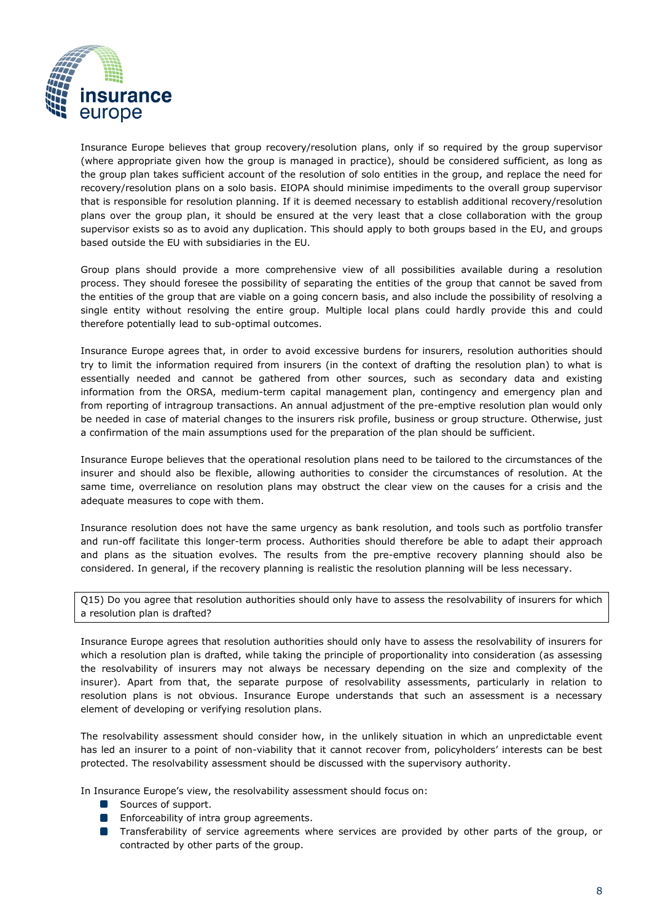Insurance Europe believes that group recovery/resolution plans, only if so required by the group supervisor (where appropriate given how the group is managed in practice), should be considered sufficient, as long as the group plan takes sufficient account of the resolution of solo entities in the group, and replace the need for recovery/resolution plans on a solo basis. EIOPA should minimise impediments to the overall group supervisor that is responsible for resolution planning. If it is deemed necessary to establish additional recovery/resolution plans over the group plan, it should be ensured at the very least that a close collaboration with the group supervisor exists so as to avoid any duplication. This should apply to both groups based in the EU, and groups based outside the EU with subsidiaries in the EU.

Group plans should provide a more comprehensive view of all possibilities available during a resolution process. They should foresee the possibility of separating the entities of the group that cannot be saved from the entities of the group that are viable on a going concern basis, and also include the possibility of resolving a single entity without resolving the entire group. Multiple local plans could hardly provide this and could therefore potentially lead to sub-optimal outcomes.

Insurance Europe agrees that, in order to avoid excessive burdens for insurers, resolution authorities should try to limit the information required from insurers (in the context of drafting the resolution plan) to what is essentially needed and cannot be gathered from other sources, such as secondary data and existing information from the ORSA, medium-term capital management plan, contingency and emergency plan and from reporting of intragroup transactions. An annual adjustment of the pre-emptive resolution plan would only be needed in case of material changes to the insurers risk profile, business or group structure. Otherwise, just a confirmation of the main assumptions used for the preparation of the plan should be sufficient.

Insurance Europe believes that the operational resolution plans need to be tailored to the circumstances of the insurer and should also be flexible, allowing authorities to consider the circumstances of resolution. At the same time, overreliance on resolution plans may obstruct the clear view on the causes for a crisis and the adequate measures to cope with them.

Insurance resolution does not have the same urgency as bank resolution, and tools such as portfolio transfer and run-off facilitate this longer-term process. Authorities should therefore be able to adapt their approach and plans as the situation evolves. The results from the pre-emptive recovery planning should also be considered. In general, if the recovery planning is realistic the resolution planning will be less necessary.

Q15) Do you agree that resolution authorities should only have to assess the resolvability of insurers for which a resolution plan is drafted?

Insurance Europe agrees that resolution authorities should only have to assess the resolvability of insurers for which a resolution plan is drafted, while taking the principle of proportionality into consideration (as assessing the resolvability of insurers may not always be necessary depending on the size and complexity of the insurer). Apart from that, the separate purpose of resolvability assessments, particularly in relation to resolution plans is not obvious. Insurance Europe understands that such an assessment is a necessary element of developing or verifying resolution plans.

The resolvability assessment should consider how, in the unlikely situation in which an unpredictable event has led an insurer to a point of non-viability that it cannot recover from, policyholders' interests can be best protected. The resolvability assessment should be discussed with the supervisory authority.

In Insurance Europe's view, the resolvability assessment should focus on:

- Sources of support.
- Enforceability of intra group agreements.
- Transferability of service agreements where services are provided by other parts of the group, or contracted by other parts of the group.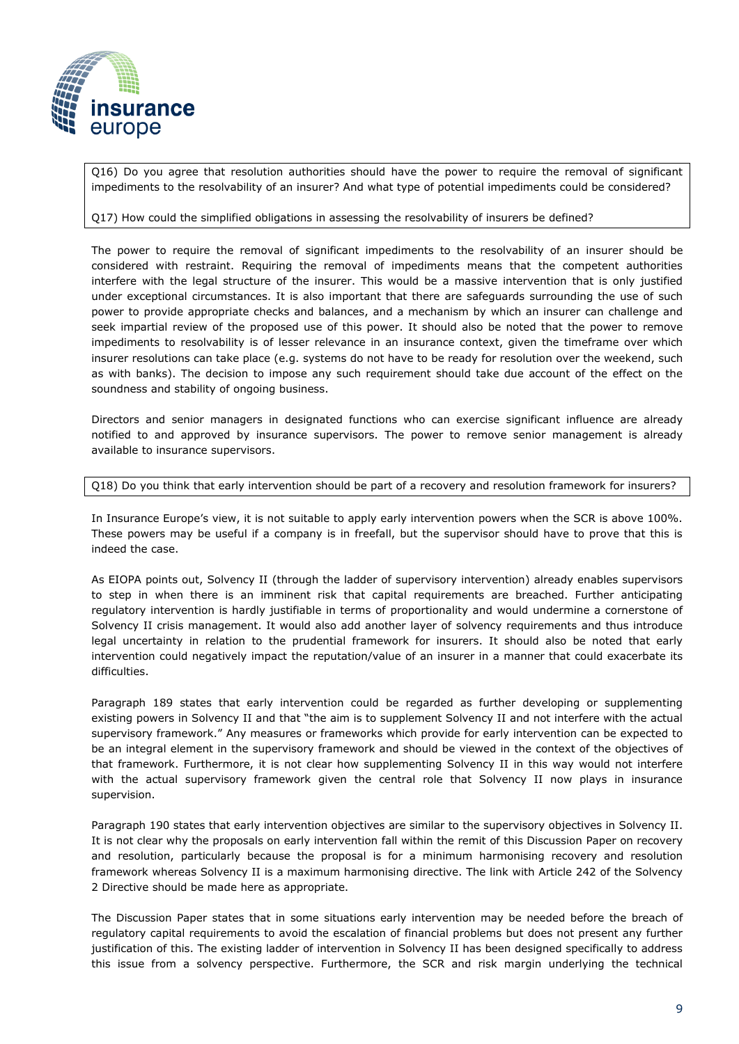Q16) Do you agree that resolution authorities should have the power to require the removal of significant impediments to the resolvability of an insurer? And what type of potential impediments could be considered?

Q17) How could the simplified obligations in assessing the resolvability of insurers be defined?

The power to require the removal of significant impediments to the resolvability of an insurer should be considered with restraint. Requiring the removal of impediments means that the competent authorities interfere with the legal structure of the insurer. This would be a massive intervention that is only justified under exceptional circumstances. It is also important that there are safeguards surrounding the use of such power to provide appropriate checks and balances, and a mechanism by which an insurer can challenge and seek impartial review of the proposed use of this power. It should also be noted that the power to remove impediments to resolvability is of lesser relevance in an insurance context, given the timeframe over which insurer resolutions can take place (e.g. systems do not have to be ready for resolution over the weekend, such as with banks). The decision to impose any such requirement should take due account of the effect on the soundness and stability of ongoing business.

Directors and senior managers in designated functions who can exercise significant influence are already notified to and approved by insurance supervisors. The power to remove senior management is already available to insurance supervisors.

Q18) Do you think that early intervention should be part of a recovery and resolution framework for insurers?

In Insurance Europe's view, it is not suitable to apply early intervention powers when the SCR is above 100%. These powers may be useful if a company is in freefall, but the supervisor should have to prove that this is indeed the case.

As EIOPA points out, Solvency II (through the ladder of supervisory intervention) already enables supervisors to step in when there is an imminent risk that capital requirements are breached. Further anticipating regulatory intervention is hardly justifiable in terms of proportionality and would undermine a cornerstone of Solvency II crisis management. It would also add another layer of solvency requirements and thus introduce legal uncertainty in relation to the prudential framework for insurers. It should also be noted that early intervention could negatively impact the reputation/value of an insurer in a manner that could exacerbate its difficulties.

Paragraph 189 states that early intervention could be regarded as further developing or supplementing existing powers in Solvency II and that "the aim is to supplement Solvency II and not interfere with the actual supervisory framework." Any measures or frameworks which provide for early intervention can be expected to be an integral element in the supervisory framework and should be viewed in the context of the objectives of that framework. Furthermore, it is not clear how supplementing Solvency II in this way would not interfere with the actual supervisory framework given the central role that Solvency II now plays in insurance supervision.

Paragraph 190 states that early intervention objectives are similar to the supervisory objectives in Solvency II. It is not clear why the proposals on early intervention fall within the remit of this Discussion Paper on recovery and resolution, particularly because the proposal is for a minimum harmonising recovery and resolution framework whereas Solvency II is a maximum harmonising directive. The link with Article 242 of the Solvency 2 Directive should be made here as appropriate.

The Discussion Paper states that in some situations early intervention may be needed before the breach of regulatory capital requirements to avoid the escalation of financial problems but does not present any further justification of this. The existing ladder of intervention in Solvency II has been designed specifically to address this issue from a solvency perspective. Furthermore, the SCR and risk margin underlying the technical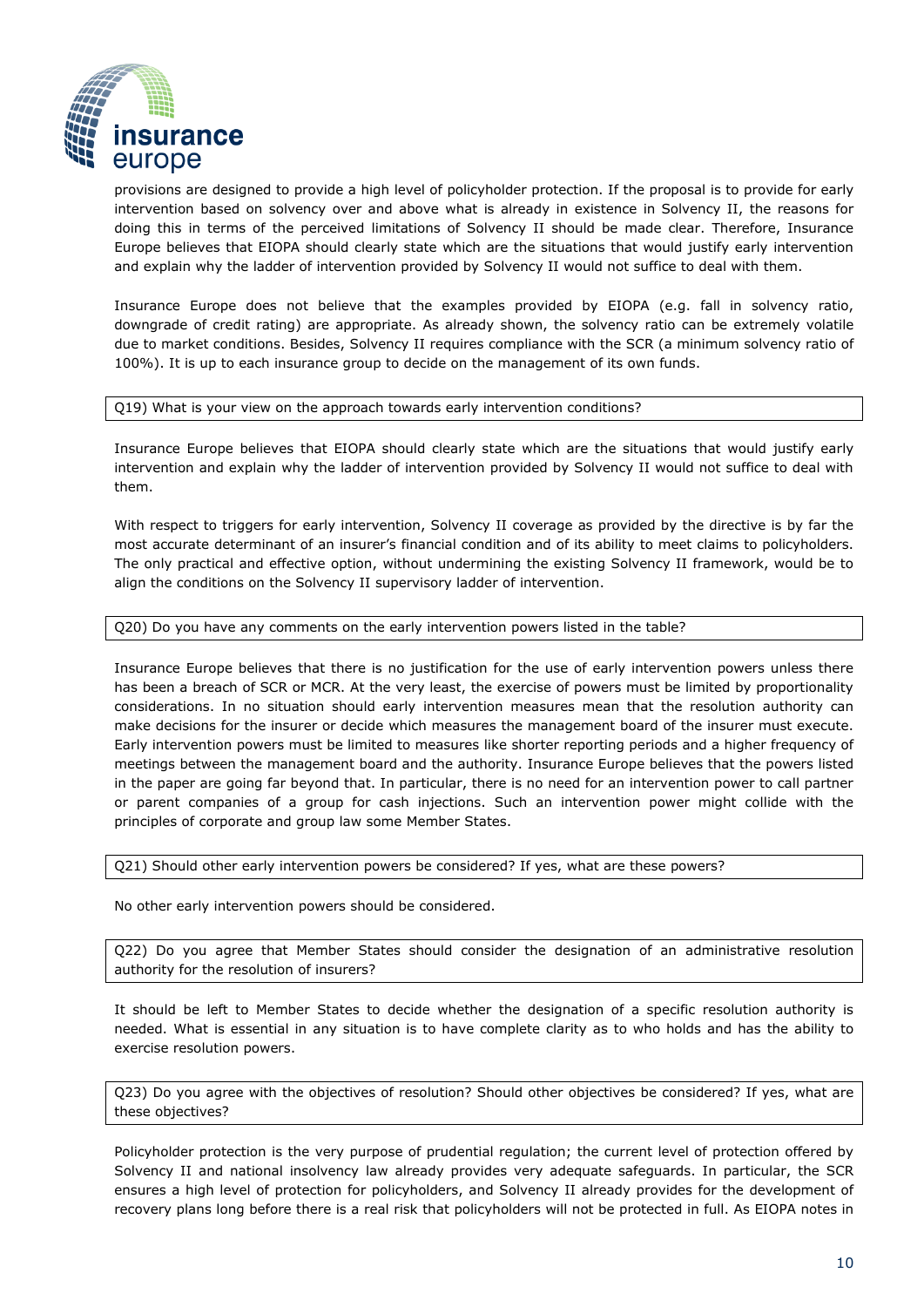provisions are designed to provide a high level of policyholder protection. If the proposal is to provide for early intervention based on solvency over and above what is already in existence in Solvency II, the reasons for doing this in terms of the perceived limitations of Solvency II should be made clear. Therefore, Insurance Europe believes that EIOPA should clearly state which are the situations that would justify early intervention and explain why the ladder of intervention provided by Solvency II would not suffice to deal with them.

Insurance Europe does not believe that the examples provided by EIOPA (e.g. fall in solvency ratio, downgrade of credit rating) are appropriate. As already shown, the solvency ratio can be extremely volatile due to market conditions. Besides, Solvency II requires compliance with the SCR (a minimum solvency ratio of 100%). It is up to each insurance group to decide on the management of its own funds.

| Q19) What is your view on the approach towards early intervention conditions? |
|---|

Insurance Europe believes that EIOPA should clearly state which are the situations that would justify early intervention and explain why the ladder of intervention provided by Solvency II would not suffice to deal with them.

With respect to triggers for early intervention, Solvency II coverage as provided by the directive is by far the most accurate determinant of an insurer's financial condition and of its ability to meet claims to policyholders. The only practical and effective option, without undermining the existing Solvency II framework, would be to align the conditions on the Solvency II supervisory ladder of intervention.

| Q20) Do you have any comments on the early intervention powers listed in the table? |
|---|

Insurance Europe believes that there is no justification for the use of early intervention powers unless there has been a breach of SCR or MCR. At the very least, the exercise of powers must be limited by proportionality considerations. In no situation should early intervention measures mean that the resolution authority can make decisions for the insurer or decide which measures the management board of the insurer must execute. Early intervention powers must be limited to measures like shorter reporting periods and a higher frequency of meetings between the management board and the authority. Insurance Europe believes that the powers listed in the paper are going far beyond that. In particular, there is no need for an intervention power to call partner or parent companies of a group for cash injections. Such an intervention power might collide with the principles of corporate and group law some Member States.

| Q21) Should other early intervention powers be considered? If yes, what are these powers? |
|---|

No other early intervention powers should be considered.

| Q22) Do you agree that Member States should consider the designation of an administrative resolution authority for the resolution of insurers? |
|---|

It should be left to Member States to decide whether the designation of a specific resolution authority is needed. What is essential in any situation is to have complete clarity as to who holds and has the ability to exercise resolution powers.

| Q23) Do you agree with the objectives of resolution? Should other objectives be considered? If yes, what are these objectives? |
|---|

Policyholder protection is the very purpose of prudential regulation; the current level of protection offered by Solvency II and national insolvency law already provides very adequate safeguards. In particular, the SCR ensures a high level of protection for policyholders, and Solvency II already provides for the development of recovery plans long before there is a real risk that policyholders will not be protected in full. As EIOPA notes in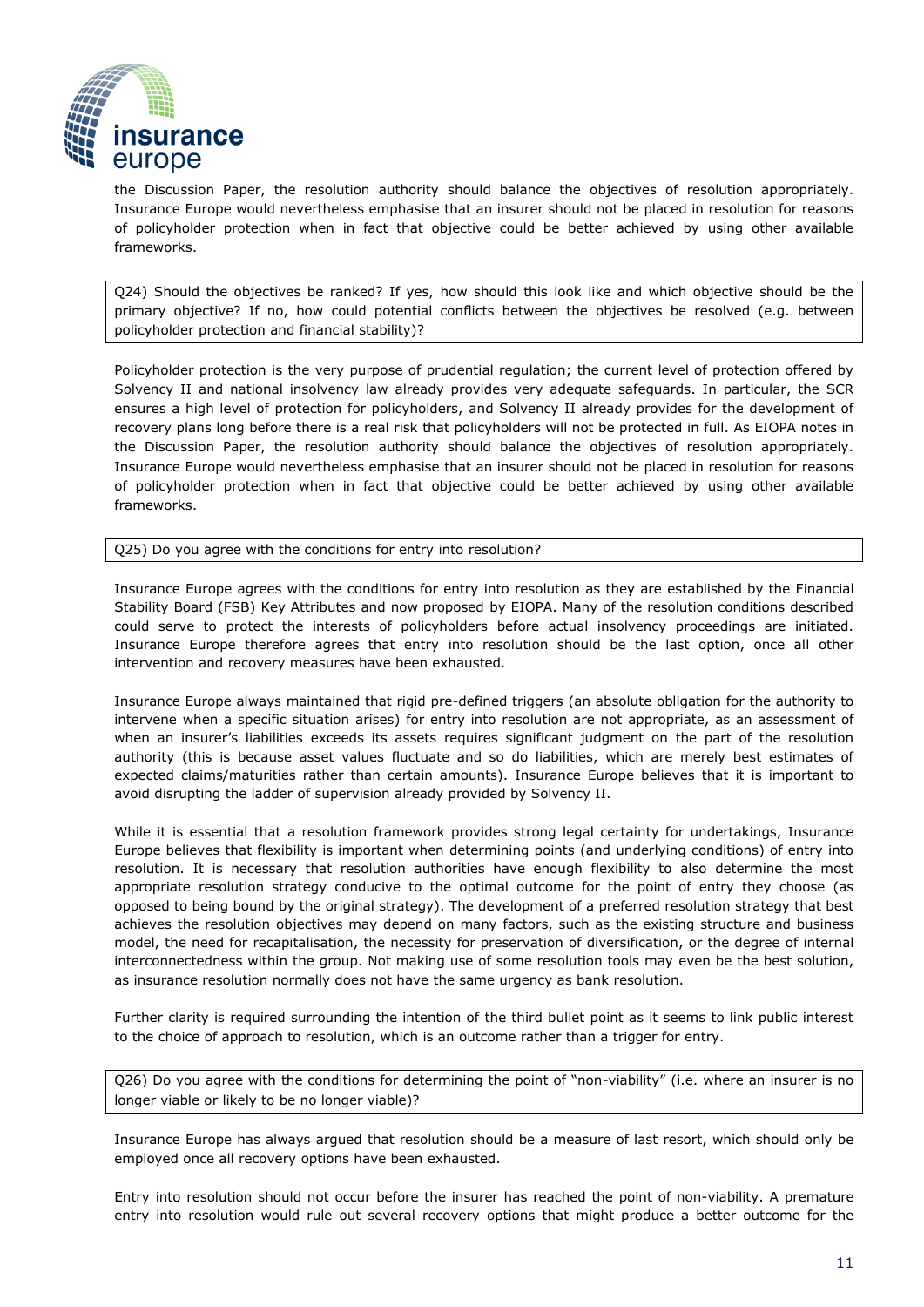the Discussion Paper, the resolution authority should balance the objectives of resolution appropriately. Insurance Europe would nevertheless emphasise that an insurer should not be placed in resolution for reasons of policyholder protection when in fact that objective could be better achieved by using other available frameworks.

**Q24) Should the objectives be ranked? If yes, how should this look like and which objective should be the primary objective? If no, how could potential conflicts between the objectives be resolved (e.g. between policyholder protection and financial stability)?**

Policyholder protection is the very purpose of prudential regulation; the current level of protection offered by Solvency II and national insolvency law already provides very adequate safeguards. In particular, the SCR ensures a high level of protection for policyholders, and Solvency II already provides for the development of recovery plans long before there is a real risk that policyholders will not be protected in full. As EIOPA notes in the Discussion Paper, the resolution authority should balance the objectives of resolution appropriately. Insurance Europe would nevertheless emphasise that an insurer should not be placed in resolution for reasons of policyholder protection when in fact that objective could be better achieved by using other available frameworks.

**Q25) Do you agree with the conditions for entry into resolution?**

Insurance Europe agrees with the conditions for entry into resolution as they are established by the Financial Stability Board (FSB) Key Attributes and now proposed by EIOPA. Many of the resolution conditions described could serve to protect the interests of policyholders before actual insolvency proceedings are initiated. Insurance Europe therefore agrees that entry into resolution should be the last option, once all other intervention and recovery measures have been exhausted.

Insurance Europe always maintained that rigid pre-defined triggers (an absolute obligation for the authority to intervene when a specific situation arises) for entry into resolution are not appropriate, as an assessment of when an insurer's liabilities exceeds its assets requires significant judgment on the part of the resolution authority (this is because asset values fluctuate and so do liabilities, which are merely best estimates of expected claims/maturities rather than certain amounts). Insurance Europe believes that it is important to avoid disrupting the ladder of supervision already provided by Solvency II.

While it is essential that a resolution framework provides strong legal certainty for undertakings, Insurance Europe believes that flexibility is important when determining points (and underlying conditions) of entry into resolution. It is necessary that resolution authorities have enough flexibility to also determine the most appropriate resolution strategy conducive to the optimal outcome for the point of entry they choose (as opposed to being bound by the original strategy). The development of a preferred resolution strategy that best achieves the resolution objectives may depend on many factors, such as the existing structure and business model, the need for recapitalisation, the necessity for preservation of diversification, or the degree of internal interconnectedness within the group. Not making use of some resolution tools may even be the best solution, as insurance resolution normally does not have the same urgency as bank resolution.

Further clarity is required surrounding the intention of the third bullet point as it seems to link public interest to the choice of approach to resolution, which is an outcome rather than a trigger for entry.

**Q26) Do you agree with the conditions for determining the point of "non-viability" (i.e. where an insurer is no longer viable or likely to be no longer viable)?**

Insurance Europe has always argued that resolution should be a measure of last resort, which should only be employed once all recovery options have been exhausted.

Entry into resolution should not occur before the insurer has reached the point of non-viability. A premature entry into resolution would rule out several recovery options that might produce a better outcome for the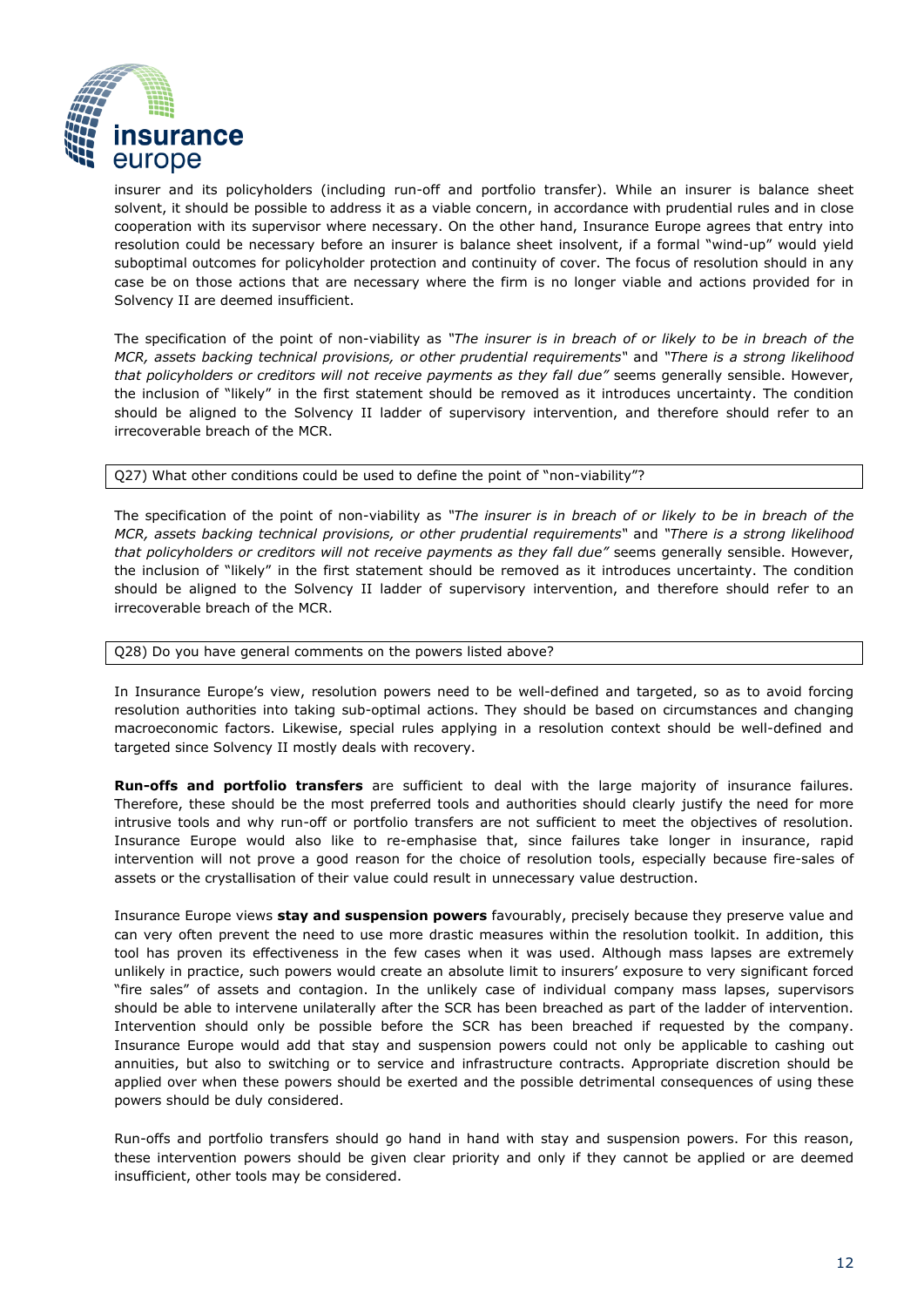insurer and its policyholders (including run-off and portfolio transfer). While an insurer is balance sheet solvent, it should be possible to address it as a viable concern, in accordance with prudential rules and in close cooperation with its supervisor where necessary. On the other hand, Insurance Europe agrees that entry into resolution could be necessary before an insurer is balance sheet insolvent, if a formal "wind-up" would yield suboptimal outcomes for policyholder protection and continuity of cover. The focus of resolution should in any case be on those actions that are necessary where the firm is no longer viable and actions provided for in Solvency II are deemed insufficient.

The specification of the point of non-viability as *"The insurer is in breach of or likely to be in breach of the MCR, assets backing technical provisions, or other prudential requirements*" and *"There is a strong likelihood that policyholders or creditors will not receive payments as they fall due"* seems generally sensible. However, the inclusion of "likely" in the first statement should be removed as it introduces uncertainty. The condition should be aligned to the Solvency II ladder of supervisory intervention, and therefore should refer to an irrecoverable breach of the MCR.

| Q27) What other conditions could be used to define the point of "non-viability"? |
|---|

The specification of the point of non-viability as *"The insurer is in breach of or likely to be in breach of the MCR, assets backing technical provisions, or other prudential requirements*" and *"There is a strong likelihood that policyholders or creditors will not receive payments as they fall due"* seems generally sensible. However, the inclusion of "likely" in the first statement should be removed as it introduces uncertainty. The condition should be aligned to the Solvency II ladder of supervisory intervention, and therefore should refer to an irrecoverable breach of the MCR.

| Q28) Do you have general comments on the powers listed above? |
|---|

In Insurance Europe's view, resolution powers need to be well-defined and targeted, so as to avoid forcing resolution authorities into taking sub-optimal actions. They should be based on circumstances and changing macroeconomic factors. Likewise, special rules applying in a resolution context should be well-defined and targeted since Solvency II mostly deals with recovery.

**Run-offs and portfolio transfers** are sufficient to deal with the large majority of insurance failures. Therefore, these should be the most preferred tools and authorities should clearly justify the need for more intrusive tools and why run-off or portfolio transfers are not sufficient to meet the objectives of resolution. Insurance Europe would also like to re-emphasise that, since failures take longer in insurance, rapid intervention will not prove a good reason for the choice of resolution tools, especially because fire-sales of assets or the crystallisation of their value could result in unnecessary value destruction.

Insurance Europe views **stay and suspension powers** favourably, precisely because they preserve value and can very often prevent the need to use more drastic measures within the resolution toolkit. In addition, this tool has proven its effectiveness in the few cases when it was used. Although mass lapses are extremely unlikely in practice, such powers would create an absolute limit to insurers' exposure to very significant forced "fire sales" of assets and contagion. In the unlikely case of individual company mass lapses, supervisors should be able to intervene unilaterally after the SCR has been breached as part of the ladder of intervention. Intervention should only be possible before the SCR has been breached if requested by the company. Insurance Europe would add that stay and suspension powers could not only be applicable to cashing out annuities, but also to switching or to service and infrastructure contracts. Appropriate discretion should be applied over when these powers should be exerted and the possible detrimental consequences of using these powers should be duly considered.

Run-offs and portfolio transfers should go hand in hand with stay and suspension powers. For this reason, these intervention powers should be given clear priority and only if they cannot be applied or are deemed insufficient, other tools may be considered.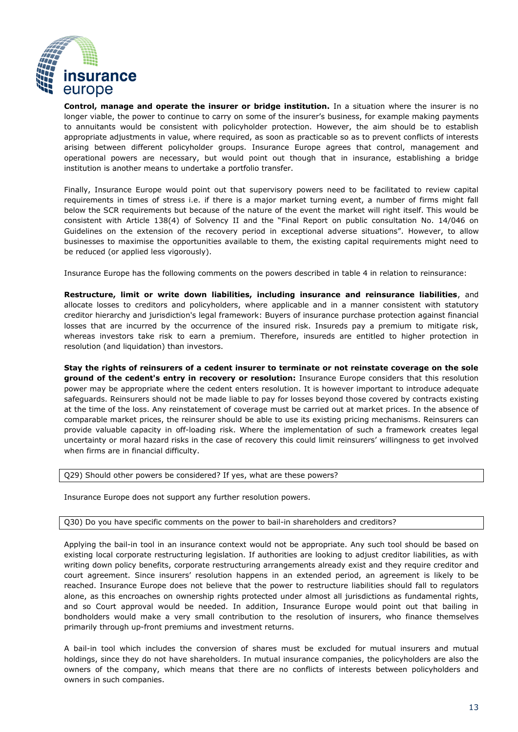**Control, manage and operate the insurer or bridge institution.** In a situation where the insurer is no longer viable, the power to continue to carry on some of the insurer's business, for example making payments to annuitants would be consistent with policyholder protection. However, the aim should be to establish appropriate adjustments in value, where required, as soon as practicable so as to prevent conflicts of interests arising between different policyholder groups. Insurance Europe agrees that control, management and operational powers are necessary, but would point out though that in insurance, establishing a bridge institution is another means to undertake a portfolio transfer.

Finally, Insurance Europe would point out that supervisory powers need to be facilitated to review capital requirements in times of stress i.e. if there is a major market turning event, a number of firms might fall below the SCR requirements but because of the nature of the event the market will right itself. This would be consistent with Article 138(4) of Solvency II and the "Final Report on public consultation No. 14/046 on Guidelines on the extension of the recovery period in exceptional adverse situations". However, to allow businesses to maximise the opportunities available to them, the existing capital requirements might need to be reduced (or applied less vigorously).

Insurance Europe has the following comments on the powers described in table 4 in relation to reinsurance:

**Restructure, limit or write down liabilities, including insurance and reinsurance liabilities**, and allocate losses to creditors and policyholders, where applicable and in a manner consistent with statutory creditor hierarchy and jurisdiction's legal framework: Buyers of insurance purchase protection against financial losses that are incurred by the occurrence of the insured risk. Insureds pay a premium to mitigate risk, whereas investors take risk to earn a premium. Therefore, insureds are entitled to higher protection in resolution (and liquidation) than investors.

**Stay the rights of reinsurers of a cedent insurer to terminate or not reinstate coverage on the sole ground of the cedent's entry in recovery or resolution:** Insurance Europe considers that this resolution power may be appropriate where the cedent enters resolution. It is however important to introduce adequate safeguards. Reinsurers should not be made liable to pay for losses beyond those covered by contracts existing at the time of the loss. Any reinstatement of coverage must be carried out at market prices. In the absence of comparable market prices, the reinsurer should be able to use its existing pricing mechanisms. Reinsurers can provide valuable capacity in off-loading risk. Where the implementation of such a framework creates legal uncertainty or moral hazard risks in the case of recovery this could limit reinsurers' willingness to get involved when firms are in financial difficulty.

| Q29) Should other powers be considered? If yes, what are these powers? |
|---|

Insurance Europe does not support any further resolution powers.

| Q30) Do you have specific comments on the power to bail-in shareholders and creditors? |
|---|

Applying the bail-in tool in an insurance context would not be appropriate. Any such tool should be based on existing local corporate restructuring legislation. If authorities are looking to adjust creditor liabilities, as with writing down policy benefits, corporate restructuring arrangements already exist and they require creditor and court agreement. Since insurers' resolution happens in an extended period, an agreement is likely to be reached. Insurance Europe does not believe that the power to restructure liabilities should fall to regulators alone, as this encroaches on ownership rights protected under almost all jurisdictions as fundamental rights, and so Court approval would be needed. In addition, Insurance Europe would point out that bailing in bondholders would make a very small contribution to the resolution of insurers, who finance themselves primarily through up-front premiums and investment returns.

A bail-in tool which includes the conversion of shares must be excluded for mutual insurers and mutual holdings, since they do not have shareholders. In mutual insurance companies, the policyholders are also the owners of the company, which means that there are no conflicts of interests between policyholders and owners in such companies.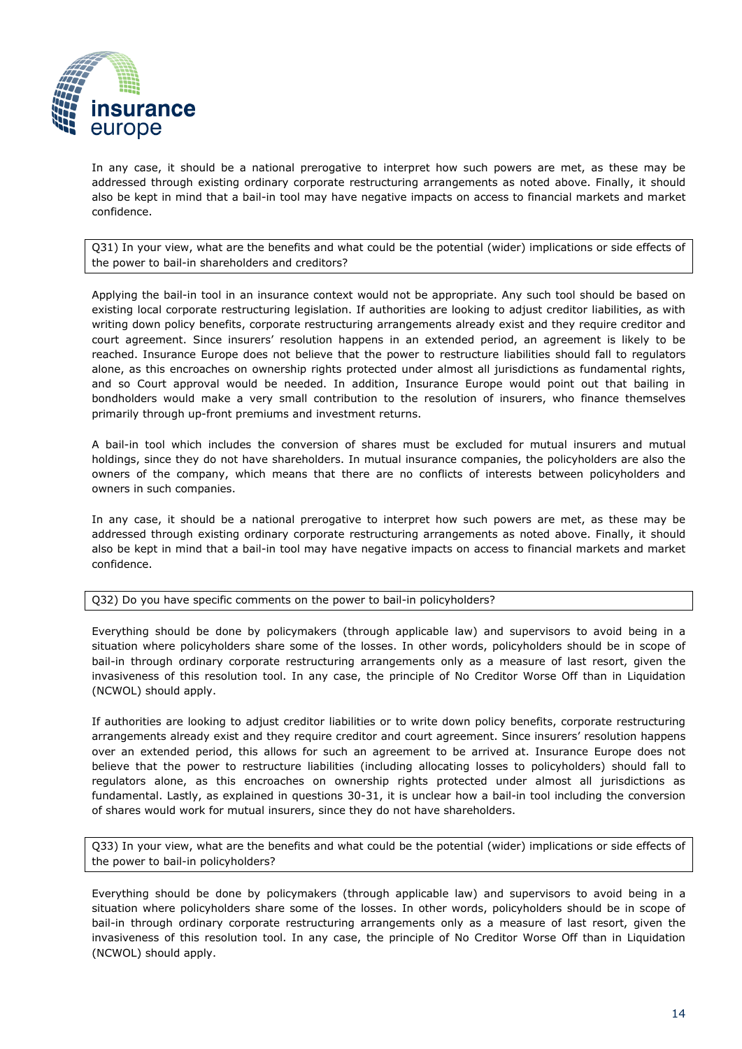In any case, it should be a national prerogative to interpret how such powers are met, as these may be addressed through existing ordinary corporate restructuring arrangements as noted above. Finally, it should also be kept in mind that a bail-in tool may have negative impacts on access to financial markets and market confidence.

| Q31) In your view, what are the benefits and what could be the potential (wider) implications or side effects of the power to bail-in shareholders and creditors? |
|---|

Applying the bail-in tool in an insurance context would not be appropriate. Any such tool should be based on existing local corporate restructuring legislation. If authorities are looking to adjust creditor liabilities, as with writing down policy benefits, corporate restructuring arrangements already exist and they require creditor and court agreement. Since insurers' resolution happens in an extended period, an agreement is likely to be reached. Insurance Europe does not believe that the power to restructure liabilities should fall to regulators alone, as this encroaches on ownership rights protected under almost all jurisdictions as fundamental rights, and so Court approval would be needed. In addition, Insurance Europe would point out that bailing in bondholders would make a very small contribution to the resolution of insurers, who finance themselves primarily through up-front premiums and investment returns.

A bail-in tool which includes the conversion of shares must be excluded for mutual insurers and mutual holdings, since they do not have shareholders. In mutual insurance companies, the policyholders are also the owners of the company, which means that there are no conflicts of interests between policyholders and owners in such companies.

In any case, it should be a national prerogative to interpret how such powers are met, as these may be addressed through existing ordinary corporate restructuring arrangements as noted above. Finally, it should also be kept in mind that a bail-in tool may have negative impacts on access to financial markets and market confidence.

| Q32) Do you have specific comments on the power to bail-in policyholders? |
|---|

Everything should be done by policymakers (through applicable law) and supervisors to avoid being in a situation where policyholders share some of the losses. In other words, policyholders should be in scope of bail-in through ordinary corporate restructuring arrangements only as a measure of last resort, given the invasiveness of this resolution tool. In any case, the principle of No Creditor Worse Off than in Liquidation (NCWOL) should apply.

If authorities are looking to adjust creditor liabilities or to write down policy benefits, corporate restructuring arrangements already exist and they require creditor and court agreement. Since insurers' resolution happens over an extended period, this allows for such an agreement to be arrived at. Insurance Europe does not believe that the power to restructure liabilities (including allocating losses to policyholders) should fall to regulators alone, as this encroaches on ownership rights protected under almost all jurisdictions as fundamental. Lastly, as explained in questions 30-31, it is unclear how a bail-in tool including the conversion of shares would work for mutual insurers, since they do not have shareholders.

| Q33) In your view, what are the benefits and what could be the potential (wider) implications or side effects of the power to bail-in policyholders? |
|---|

Everything should be done by policymakers (through applicable law) and supervisors to avoid being in a situation where policyholders share some of the losses. In other words, policyholders should be in scope of bail-in through ordinary corporate restructuring arrangements only as a measure of last resort, given the invasiveness of this resolution tool. In any case, the principle of No Creditor Worse Off than in Liquidation (NCWOL) should apply.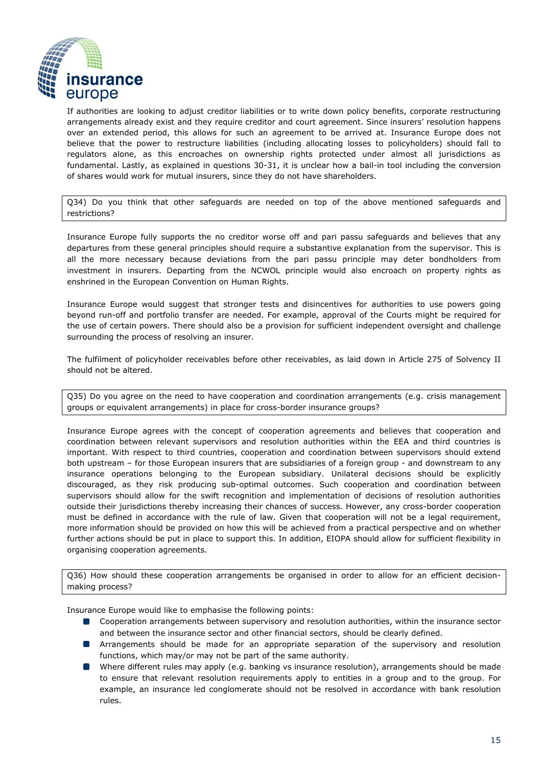If authorities are looking to adjust creditor liabilities or to write down policy benefits, corporate restructuring arrangements already exist and they require creditor and court agreement. Since insurers' resolution happens over an extended period, this allows for such an agreement to be arrived at. Insurance Europe does not believe that the power to restructure liabilities (including allocating losses to policyholders) should fall to regulators alone, as this encroaches on ownership rights protected under almost all jurisdictions as fundamental. Lastly, as explained in questions 30-31, it is unclear how a bail-in tool including the conversion of shares would work for mutual insurers, since they do not have shareholders.

| Q34) Do you think that other safeguards are needed on top of the above mentioned safeguards and restrictions? |
|---|

Insurance Europe fully supports the no creditor worse off and pari passu safeguards and believes that any departures from these general principles should require a substantive explanation from the supervisor. This is all the more necessary because deviations from the pari passu principle may deter bondholders from investment in insurers. Departing from the NCWOL principle would also encroach on property rights as enshrined in the European Convention on Human Rights.

Insurance Europe would suggest that stronger tests and disincentives for authorities to use powers going beyond run-off and portfolio transfer are needed. For example, approval of the Courts might be required for the use of certain powers. There should also be a provision for sufficient independent oversight and challenge surrounding the process of resolving an insurer.

The fulfilment of policyholder receivables before other receivables, as laid down in Article 275 of Solvency II should not be altered.

| Q35) Do you agree on the need to have cooperation and coordination arrangements (e.g. crisis management groups or equivalent arrangements) in place for cross-border insurance groups? |
|---|

Insurance Europe agrees with the concept of cooperation agreements and believes that cooperation and coordination between relevant supervisors and resolution authorities within the EEA and third countries is important. With respect to third countries, cooperation and coordination between supervisors should extend both upstream – for those European insurers that are subsidiaries of a foreign group - and downstream to any insurance operations belonging to the European subsidiary. Unilateral decisions should be explicitly discouraged, as they risk producing sub-optimal outcomes. Such cooperation and coordination between supervisors should allow for the swift recognition and implementation of decisions of resolution authorities outside their jurisdictions thereby increasing their chances of success. However, any cross-border cooperation must be defined in accordance with the rule of law. Given that cooperation will not be a legal requirement, more information should be provided on how this will be achieved from a practical perspective and on whether further actions should be put in place to support this. In addition, EIOPA should allow for sufficient flexibility in organising cooperation agreements.

| Q36) How should these cooperation arrangements be organised in order to allow for an efficient decision-making process? |
|---|

Insurance Europe would like to emphasise the following points:

- Cooperation arrangements between supervisory and resolution authorities, within the insurance sector and between the insurance sector and other financial sectors, should be clearly defined.
- Arrangements should be made for an appropriate separation of the supervisory and resolution functions, which may/or may not be part of the same authority.
- Where different rules may apply (e.g. banking vs insurance resolution), arrangements should be made to ensure that relevant resolution requirements apply to entities in a group and to the group. For example, an insurance led conglomerate should not be resolved in accordance with bank resolution rules.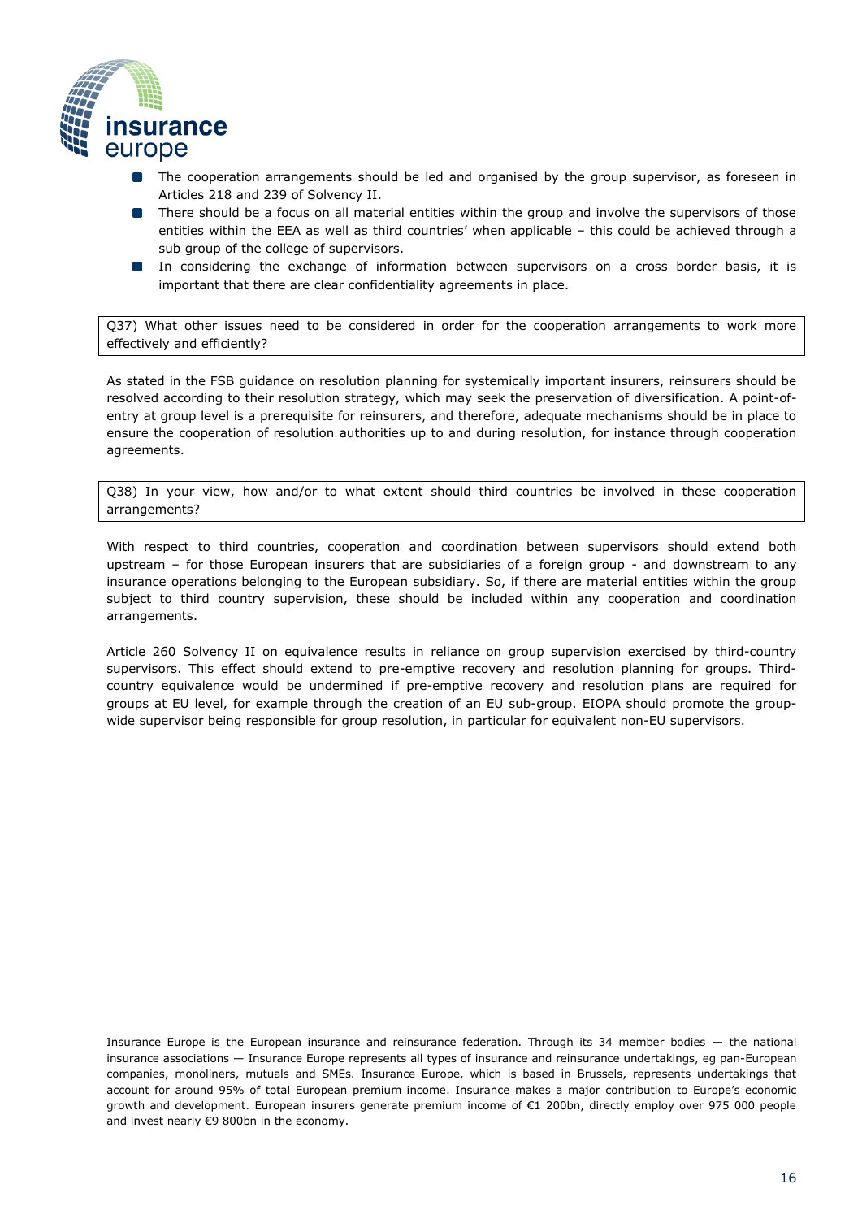- The cooperation arrangements should be led and organised by the group supervisor, as foreseen in Articles 218 and 239 of Solvency II.
- There should be a focus on all material entities within the group and involve the supervisors of those entities within the EEA as well as third countries' when applicable – this could be achieved through a sub group of the college of supervisors.
- In considering the exchange of information between supervisors on a cross border basis, it is important that there are clear confidentiality agreements in place.

Q37) What other issues need to be considered in order for the cooperation arrangements to work more effectively and efficiently?

As stated in the FSB guidance on resolution planning for systemically important insurers, reinsurers should be resolved according to their resolution strategy, which may seek the preservation of diversification. A point-of-entry at group level is a prerequisite for reinsurers, and therefore, adequate mechanisms should be in place to ensure the cooperation of resolution authorities up to and during resolution, for instance through cooperation agreements.

Q38) In your view, how and/or to what extent should third countries be involved in these cooperation arrangements?

With respect to third countries, cooperation and coordination between supervisors should extend both upstream – for those European insurers that are subsidiaries of a foreign group - and downstream to any insurance operations belonging to the European subsidiary. So, if there are material entities within the group subject to third country supervision, these should be included within any cooperation and coordination arrangements.

Article 260 Solvency II on equivalence results in reliance on group supervision exercised by third-country supervisors. This effect should extend to pre-emptive recovery and resolution planning for groups. Third-country equivalence would be undermined if pre-emptive recovery and resolution plans are required for groups at EU level, for example through the creation of an EU sub-group. EIOPA should promote the group-wide supervisor being responsible for group resolution, in particular for equivalent non-EU supervisors.

Insurance Europe is the European insurance and reinsurance federation. Through its 34 member bodies — the national insurance associations — Insurance Europe represents all types of insurance and reinsurance undertakings, eg pan-European companies, monoliners, mutuals and SMEs. Insurance Europe, which is based in Brussels, represents undertakings that account for around 95% of total European premium income. Insurance makes a major contribution to Europe's economic growth and development. European insurers generate premium income of €1 200bn, directly employ over 975 000 people and invest nearly €9 800bn in the economy.